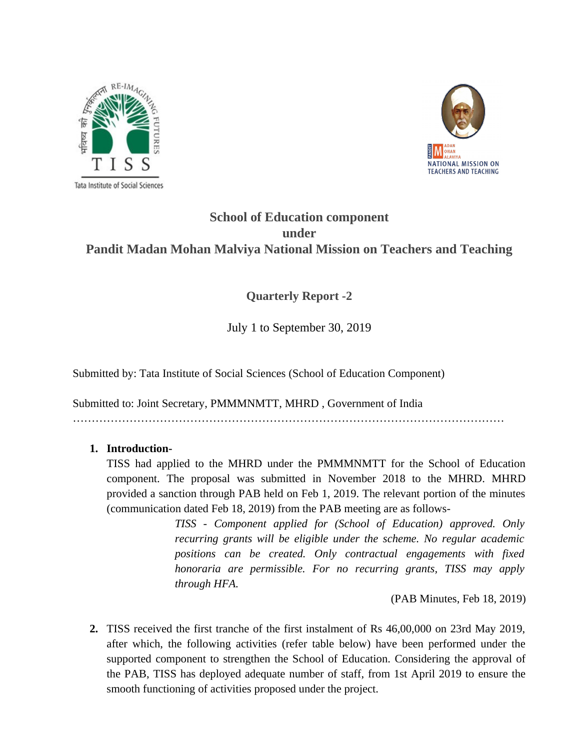# School of Education component under Pandit Madan Mohan Malviya National Mission on Teachers and Teaching

## Quarterly Report -2

July 1 to September 30, 2019

Submitted by: Tata Institute of Social Sciences (School of Education Component)

Submitted to: Joint Secretary, PMMMNMTT, MHRD , Government of India

…………………………………………………………………………………………………

1. **Introduction-**

   TISS had applied to the MHRD under the PMMMNMTT for the School of Education component. The proposal was submitted in November 2018 to the MHRD. MHRD provided a sanction through PAB held on Feb 1, 2019. The relevant portion of the minutes (communication dated Feb 18, 2019) from the PAB meeting are as follows-

   > *TISS - Component applied for (School of Education) approved. Only recurring grants will be eligible under the scheme. No regular academic positions can be created. Only contractual engagements with fixed honoraria are permissible. For no recurring grants, TISS may apply through HFA.*
   >
   > (PAB Minutes, Feb 18, 2019)

2. TISS received the first tranche of the first instalment of Rs 46,00,000 on 23rd May 2019, after which, the following activities (refer table below) have been performed under the supported component to strengthen the School of Education. Considering the approval of the PAB, TISS has deployed adequate number of staff, from 1st April 2019 to ensure the smooth functioning of activities proposed under the project.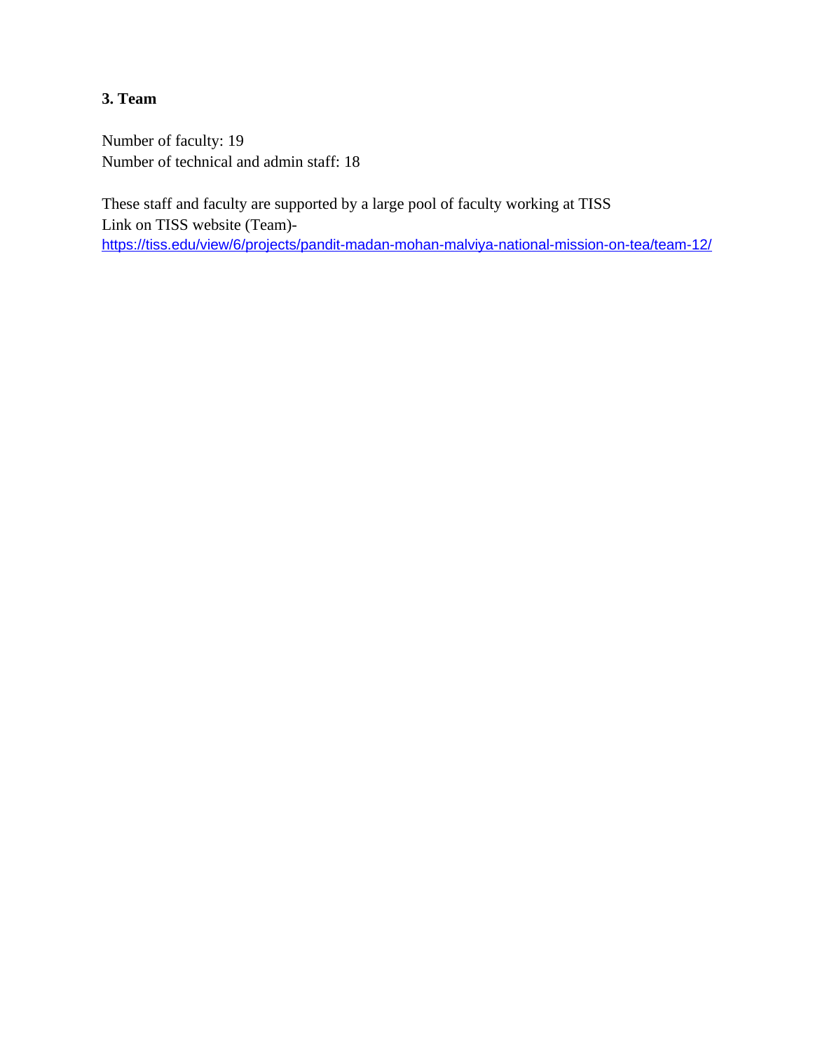### 3. Team

Number of faculty: 19
Number of technical and admin staff: 18

These staff and faculty are supported by a large pool of faculty working at TISS
Link on TISS website (Team)-
https://tiss.edu/view/6/projects/pandit-madan-mohan-malviya-national-mission-on-tea/team-12/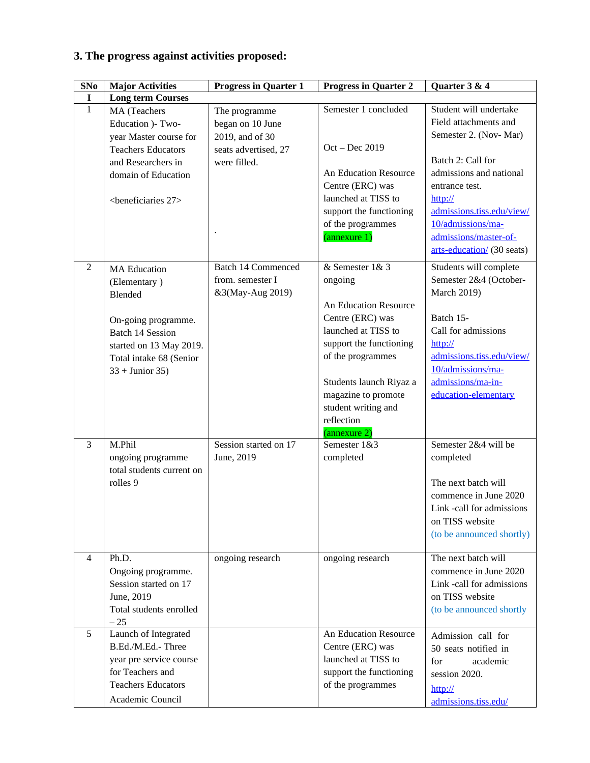### 3. The progress against activities proposed:

| SNo | Major Activities | Progress in Quarter 1 | Progress in Quarter 2 | Quarter 3 & 4 |
|---|---|---|---|---|
| I | **Long term Courses** | | | |
| 1 | MA (Teachers Education )- Two-year Master course for Teachers Educators and Researchers in domain of Education <br><br> <beneficiaries 27> | The programme began on 10 June 2019, and of 30 seats advertised, 27 were filled. <br><br> . | Semester 1 concluded <br><br> Oct – Dec 2019 <br><br> An Education Resource Centre (ERC) was launched at TISS to support the functioning of the programmes (annexure 1) | Student will undertake Field attachments and Semester 2. (Nov- Mar) <br><br> Batch 2: Call for admissions and national entrance test. http://admissions.tiss.edu/view/10/admissions/ma-admissions/master-of-arts-education/ (30 seats) |
| 2 | MA Education (Elementary ) Blended <br><br> On-going programme. Batch 14 Session started on 13 May 2019. Total intake 68 (Senior 33 + Junior 35) | Batch 14 Commenced from. semester I &3(May-Aug 2019) | & Semester 1& 3 ongoing <br><br> An Education Resource Centre (ERC) was launched at TISS to support the functioning of the programmes <br><br> Students launch Riyaz a magazine to promote student writing and reflection (annexure 2) | Students will complete Semester 2&4 (October-March 2019) <br><br> Batch 15- Call for admissions http://admissions.tiss.edu/view/10/admissions/ma-admissions/ma-in-education-elementary |
| 3 | M.Phil ongoing programme total students current on rolles 9 | Session started on 17 June, 2019 | Semester 1&3 completed | Semester 2&4 will be completed <br><br> The next batch will commence in June 2020 Link -call for admissions on TISS website (to be announced shortly) |
| 4 | Ph.D. Ongoing programme. Session started on 17 June, 2019 Total students enrolled – 25 | ongoing research | ongoing research | The next batch will commence in June 2020 Link -call for admissions on TISS website (to be announced shortly |
| 5 | Launch of Integrated B.Ed./M.Ed.- Three year pre service course for Teachers and Teachers Educators Academic Council | | An Education Resource Centre (ERC) was launched at TISS to support the functioning of the programmes | Admission call for 50 seats notified in for academic session 2020. http://admissions.tiss.edu/ |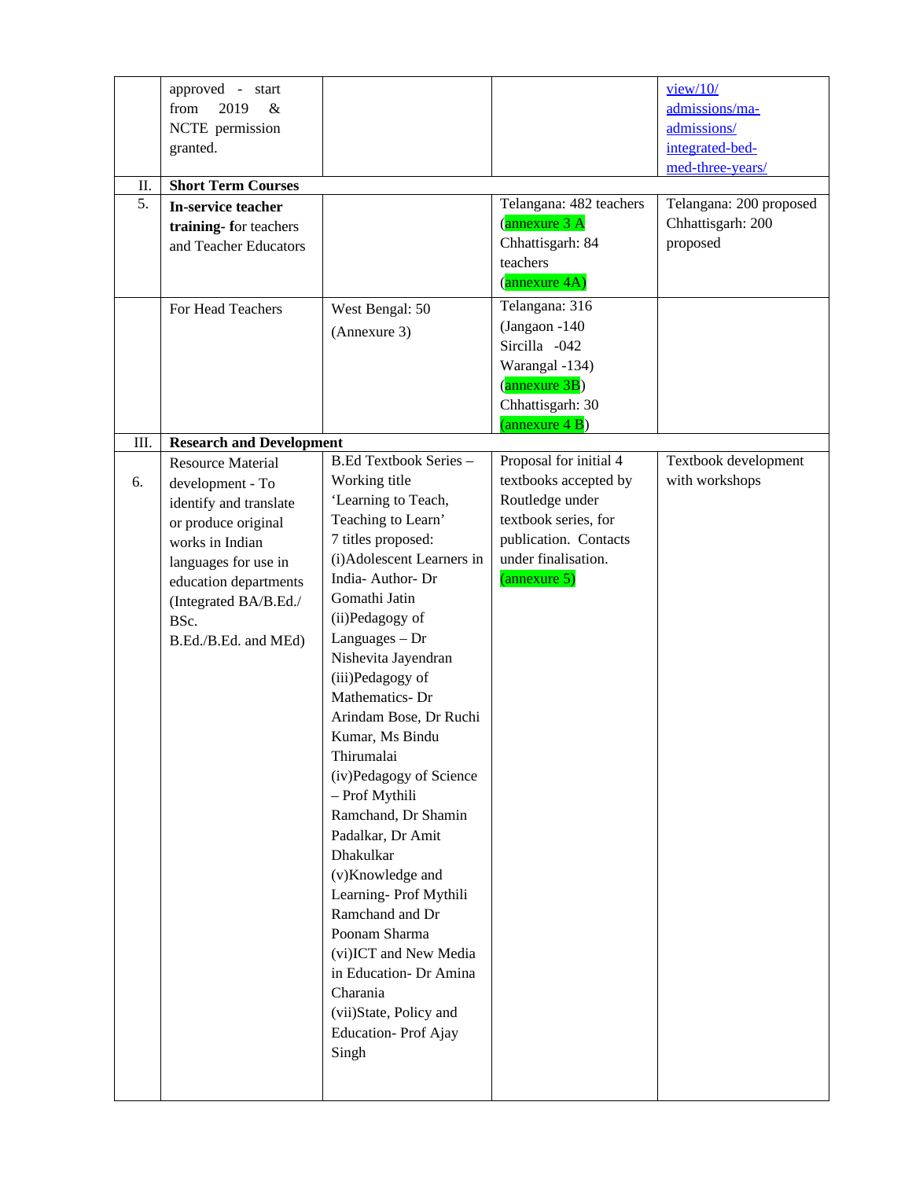| | | | | |
|---|---|---|---|---|
| | approved - start from 2019 & NCTE permission granted. | | | view/10/ admissions/ma-admissions/ integrated-bed-med-three-years/ |
| II. | **Short Term Courses** | | | |
| 5. | **In-service teacher training- f**or teachers and Teacher Educators | | Telangana: 482 teachers (annexure 3 A Chhattisgarh: 84 teachers (annexure 4A) | Telangana: 200 proposed Chhattisgarh: 200 proposed |
| | For Head Teachers | West Bengal: 50 (Annexure 3) | Telangana: 316 (Jangaon -140 Sircilla -042 Warangal -134) (annexure 3B) Chhattisgarh: 30 (annexure 4 B) | |
| III. | **Research and Development** | | | |
| 6. | Resource Material development - To identify and translate or produce original works in Indian languages for use in education departments (Integrated BA/B.Ed./ BSc. B.Ed./B.Ed. and MEd) | B.Ed Textbook Series – Working title 'Learning to Teach, Teaching to Learn' 7 titles proposed: (i)Adolescent Learners in India- Author- Dr Gomathi Jatin (ii)Pedagogy of Languages – Dr Nishevita Jayendran (iii)Pedagogy of Mathematics- Dr Arindam Bose, Dr Ruchi Kumar, Ms Bindu Thirumalai (iv)Pedagogy of Science – Prof Mythili Ramchand, Dr Shamin Padalkar, Dr Amit Dhakulkar (v)Knowledge and Learning- Prof Mythili Ramchand and Dr Poonam Sharma (vi)ICT and New Media in Education- Dr Amina Charania (vii)State, Policy and Education- Prof Ajay Singh | Proposal for initial 4 textbooks accepted by Routledge under textbook series, for publication. Contacts under finalisation. (annexure 5) | Textbook development with workshops |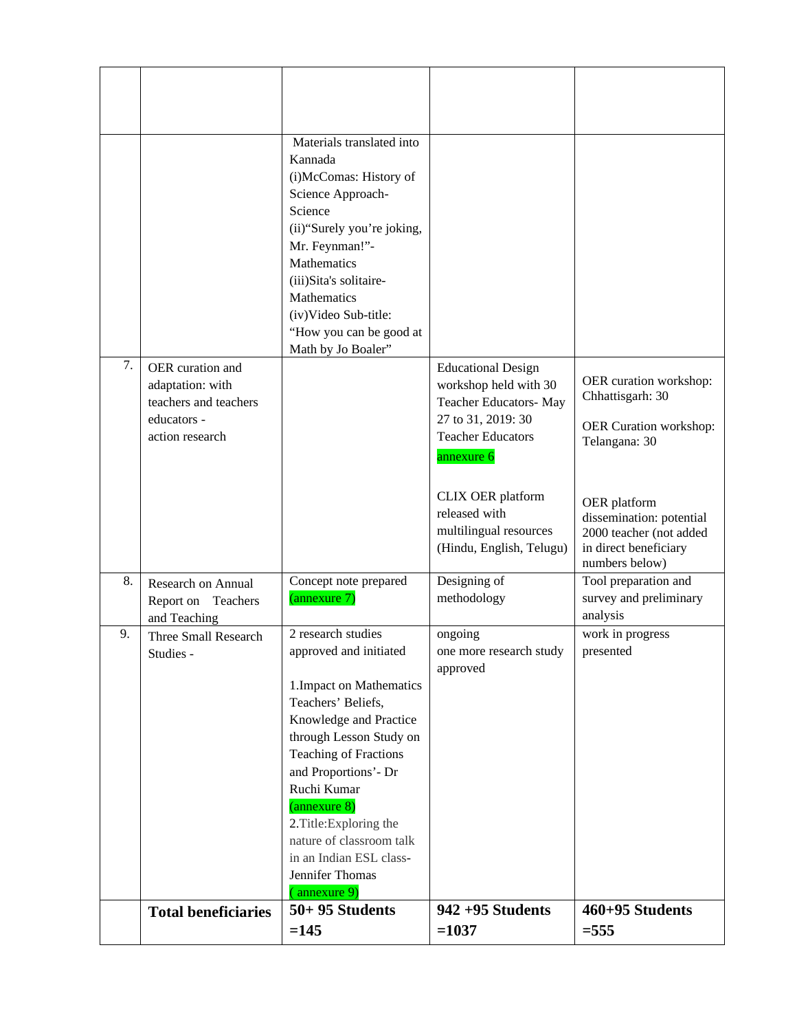| | | | | |
|---|---|---|---|---|
| | | | | |
| | | Materials translated into Kannada (i)McComas: History of Science Approach-Science (ii)"Surely you're joking, Mr. Feynman!"-Mathematics (iii)Sita's solitaire-Mathematics (iv)Video Sub-title: "How you can be good at Math by Jo Boaler" | | |
| 7. | OER curation and adaptation: with teachers and teachers educators - action research | | Educational Design workshop held with 30 Teacher Educators- May 27 to 31, 2019: 30 Teacher Educators annexure 6<br><br>CLIX OER platform released with multilingual resources (Hindu, English, Telugu) | OER curation workshop: Chhattisgarh: 30<br><br>OER Curation workshop: Telangana: 30<br><br>OER platform dissemination: potential 2000 teacher (not added in direct beneficiary numbers below) |
| 8. | Research on Annual Report on Teachers and Teaching | Concept note prepared (annexure 7) | Designing of methodology | Tool preparation and survey and preliminary analysis |
| 9. | Three Small Research Studies - | 2 research studies approved and initiated<br><br>1.Impact on Mathematics Teachers' Beliefs, Knowledge and Practice through Lesson Study on Teaching of Fractions and Proportions'- Dr Ruchi Kumar (annexure 8)<br>2.Title:Exploring the nature of classroom talk in an Indian ESL class- Jennifer Thomas ( annexure 9) | ongoing<br>one more research study approved | work in progress presented |
| | **Total beneficiaries** | **50+ 95 Students =145** | **942 +95 Students =1037** | **460+95 Students =555** |